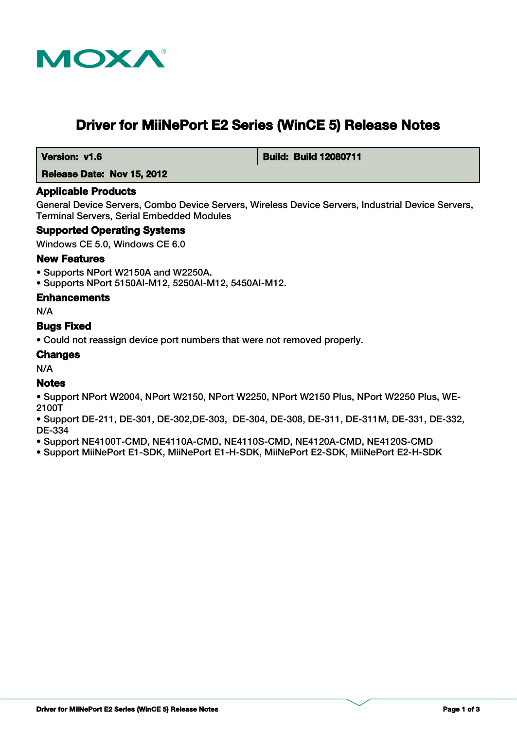MOXA

# Driver for MiiNePort E2 Series (WinCE 5) Release Notes

| Version: v1.6 | Build: Build 12080711 |
| --- | --- |
| Release Date: Nov 15, 2012 | |

## Applicable Products

General Device Servers, Combo Device Servers, Wireless Device Servers, Industrial Device Servers, Terminal Servers, Serial Embedded Modules

## Supported Operating Systems

Windows CE 5.0, Windows CE 6.0

## New Features

- Supports NPort W2150A and W2250A.
- Supports NPort 5150AI-M12, 5250AI-M12, 5450AI-M12.

## Enhancements

N/A

## Bugs Fixed

- Could not reassign device port numbers that were not removed properly.

## Changes

N/A

## Notes

- Support NPort W2004, NPort W2150, NPort W2250, NPort W2150 Plus, NPort W2250 Plus, WE-2100T
- Support DE-211, DE-301, DE-302,DE-303, DE-304, DE-308, DE-311, DE-311M, DE-331, DE-332, DE-334
- Support NE4100T-CMD, NE4110A-CMD, NE4110S-CMD, NE4120A-CMD, NE4120S-CMD
- Support MiiNePort E1-SDK, MiiNePort E1-H-SDK, MiiNePort E2-SDK, MiiNePort E2-H-SDK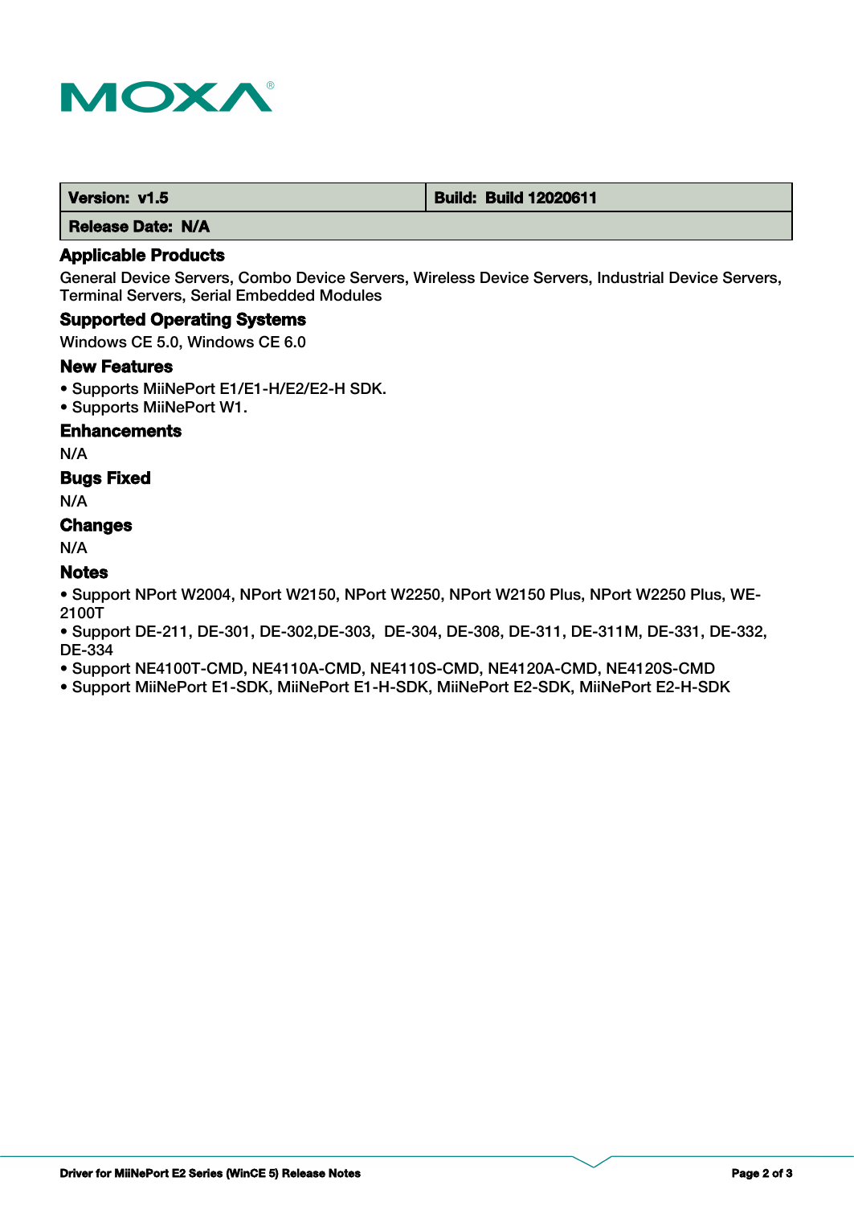| Version: v1.5 | Build: Build 12020611 |
| --- | --- |
| Release Date: N/A | |

### Applicable Products

General Device Servers, Combo Device Servers, Wireless Device Servers, Industrial Device Servers, Terminal Servers, Serial Embedded Modules

### Supported Operating Systems

Windows CE 5.0, Windows CE 6.0

### New Features

- Supports MiiNePort E1/E1-H/E2/E2-H SDK.
- Supports MiiNePort W1.

### Enhancements

N/A

### Bugs Fixed

N/A

### Changes

N/A

### Notes

- Support NPort W2004, NPort W2150, NPort W2250, NPort W2150 Plus, NPort W2250 Plus, WE-2100T
- Support DE-211, DE-301, DE-302,DE-303, DE-304, DE-308, DE-311, DE-311M, DE-331, DE-332, DE-334
- Support NE4100T-CMD, NE4110A-CMD, NE4110S-CMD, NE4120A-CMD, NE4120S-CMD
- Support MiiNePort E1-SDK, MiiNePort E1-H-SDK, MiiNePort E2-SDK, MiiNePort E2-H-SDK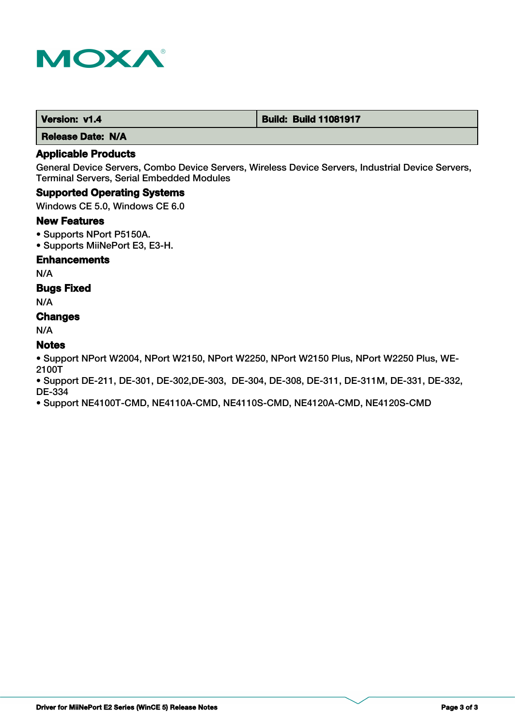| Version: v1.4 | Build: Build 11081917 |
| --- | --- |
| Release Date: N/A | |

## Applicable Products

General Device Servers, Combo Device Servers, Wireless Device Servers, Industrial Device Servers, Terminal Servers, Serial Embedded Modules

## Supported Operating Systems

Windows CE 5.0, Windows CE 6.0

## New Features

- Supports NPort P5150A.
- Supports MiiNePort E3, E3-H.

## Enhancements

N/A

## Bugs Fixed

N/A

## Changes

N/A

## Notes

- Support NPort W2004, NPort W2150, NPort W2250, NPort W2150 Plus, NPort W2250 Plus, WE-2100T
- Support DE-211, DE-301, DE-302,DE-303, DE-304, DE-308, DE-311, DE-311M, DE-331, DE-332, DE-334
- Support NE4100T-CMD, NE4110A-CMD, NE4110S-CMD, NE4120A-CMD, NE4120S-CMD